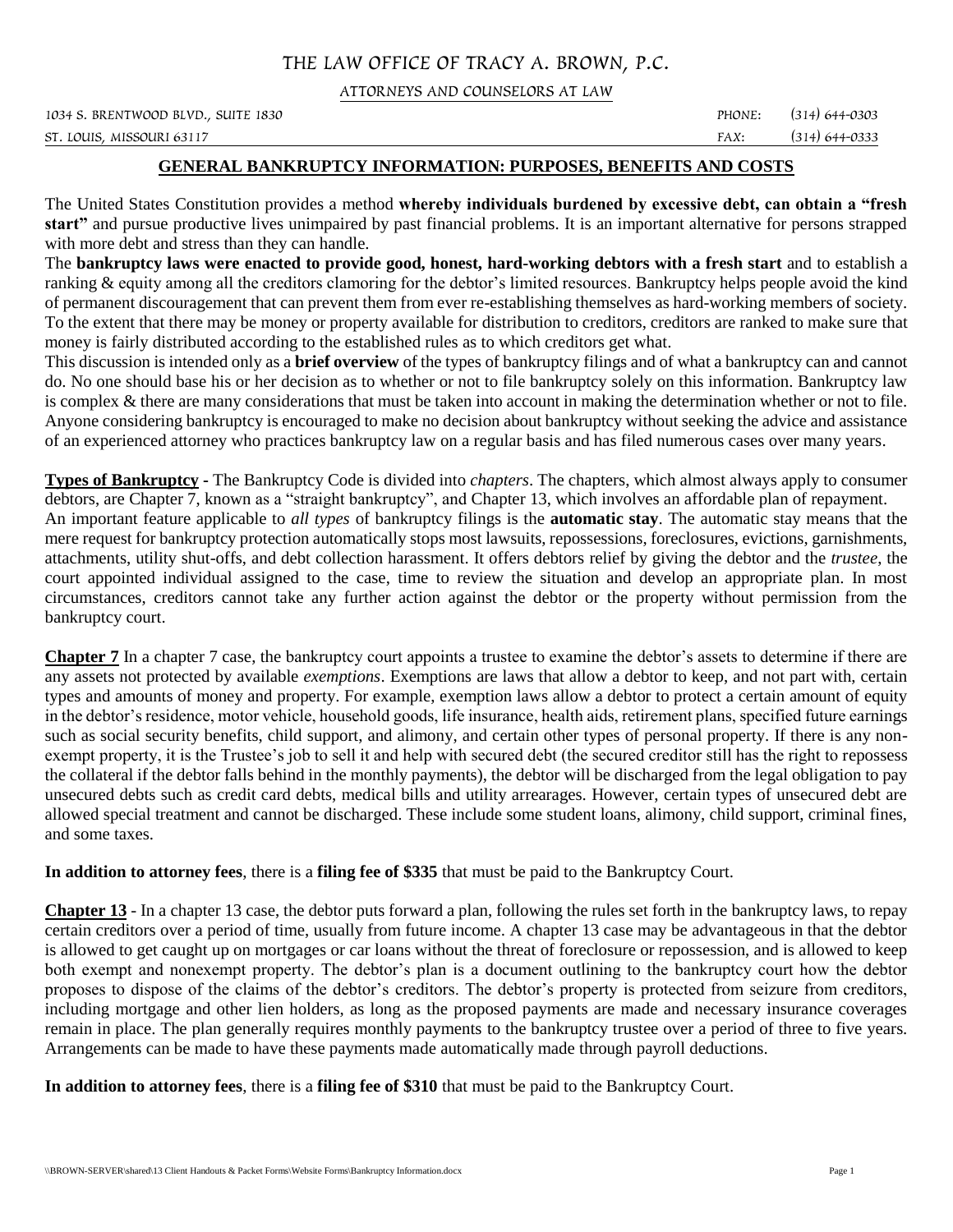# THE LAW OFFICE OF TRACY A. BROWN, P.C.

ATTORNEYS AND COUNSELORS AT LAW

1034 S. BRENTWOOD BLVD., SUITE 1830
ST. LOUIS, MISSOURI 63117

PHONE: (314) 644-0303
FAX: (314) 644-0333

## GENERAL BANKRUPTCY INFORMATION: PURPOSES, BENEFITS AND COSTS

The United States Constitution provides a method **whereby individuals burdened by excessive debt, can obtain a "fresh start"** and pursue productive lives unimpaired by past financial problems. It is an important alternative for persons strapped with more debt and stress than they can handle.

The **bankruptcy laws were enacted to provide good, honest, hard-working debtors with a fresh start** and to establish a ranking & equity among all the creditors clamoring for the debtor's limited resources. Bankruptcy helps people avoid the kind of permanent discouragement that can prevent them from ever re-establishing themselves as hard-working members of society. To the extent that there may be money or property available for distribution to creditors, creditors are ranked to make sure that money is fairly distributed according to the established rules as to which creditors get what.

This discussion is intended only as a **brief overview** of the types of bankruptcy filings and of what a bankruptcy can and cannot do. No one should base his or her decision as to whether or not to file bankruptcy solely on this information. Bankruptcy law is complex & there are many considerations that must be taken into account in making the determination whether or not to file. Anyone considering bankruptcy is encouraged to make no decision about bankruptcy without seeking the advice and assistance of an experienced attorney who practices bankruptcy law on a regular basis and has filed numerous cases over many years.

**Types of Bankruptcy** - The Bankruptcy Code is divided into *chapters*. The chapters, which almost always apply to consumer debtors, are Chapter 7, known as a "straight bankruptcy", and Chapter 13, which involves an affordable plan of repayment.

An important feature applicable to *all types* of bankruptcy filings is the **automatic stay**. The automatic stay means that the mere request for bankruptcy protection automatically stops most lawsuits, repossessions, foreclosures, evictions, garnishments, attachments, utility shut-offs, and debt collection harassment. It offers debtors relief by giving the debtor and the *trustee*, the court appointed individual assigned to the case, time to review the situation and develop an appropriate plan. In most circumstances, creditors cannot take any further action against the debtor or the property without permission from the bankruptcy court.

**Chapter 7** In a chapter 7 case, the bankruptcy court appoints a trustee to examine the debtor's assets to determine if there are any assets not protected by available *exemptions*. Exemptions are laws that allow a debtor to keep, and not part with, certain types and amounts of money and property. For example, exemption laws allow a debtor to protect a certain amount of equity in the debtor's residence, motor vehicle, household goods, life insurance, health aids, retirement plans, specified future earnings such as social security benefits, child support, and alimony, and certain other types of personal property. If there is any non-exempt property, it is the Trustee's job to sell it and help with secured debt (the secured creditor still has the right to repossess the collateral if the debtor falls behind in the monthly payments), the debtor will be discharged from the legal obligation to pay unsecured debts such as credit card debts, medical bills and utility arrearages. However, certain types of unsecured debt are allowed special treatment and cannot be discharged. These include some student loans, alimony, child support, criminal fines, and some taxes.

**In addition to attorney fees**, there is a **filing fee of $335** that must be paid to the Bankruptcy Court.

**Chapter 13** - In a chapter 13 case, the debtor puts forward a plan, following the rules set forth in the bankruptcy laws, to repay certain creditors over a period of time, usually from future income. A chapter 13 case may be advantageous in that the debtor is allowed to get caught up on mortgages or car loans without the threat of foreclosure or repossession, and is allowed to keep both exempt and nonexempt property. The debtor's plan is a document outlining to the bankruptcy court how the debtor proposes to dispose of the claims of the debtor's creditors. The debtor's property is protected from seizure from creditors, including mortgage and other lien holders, as long as the proposed payments are made and necessary insurance coverages remain in place. The plan generally requires monthly payments to the bankruptcy trustee over a period of three to five years. Arrangements can be made to have these payments made automatically made through payroll deductions.

**In addition to attorney fees**, there is a **filing fee of $310** that must be paid to the Bankruptcy Court.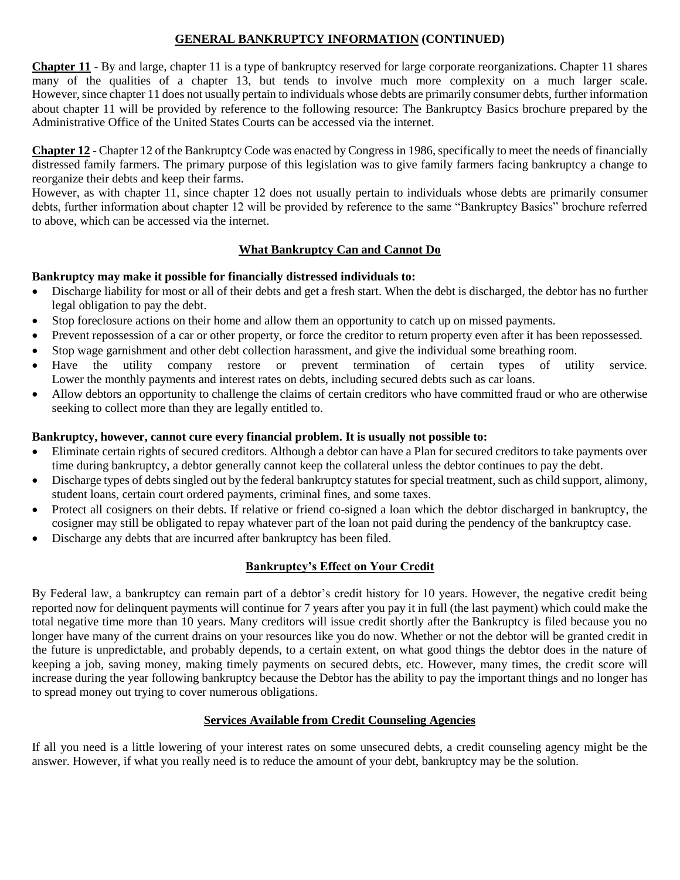## GENERAL BANKRUPTCY INFORMATION (CONTINUED)

**Chapter 11** - By and large, chapter 11 is a type of bankruptcy reserved for large corporate reorganizations. Chapter 11 shares many of the qualities of a chapter 13, but tends to involve much more complexity on a much larger scale. However, since chapter 11 does not usually pertain to individuals whose debts are primarily consumer debts, further information about chapter 11 will be provided by reference to the following resource: The Bankruptcy Basics brochure prepared by the Administrative Office of the United States Courts can be accessed via the internet.

**Chapter 12** - Chapter 12 of the Bankruptcy Code was enacted by Congress in 1986, specifically to meet the needs of financially distressed family farmers. The primary purpose of this legislation was to give family farmers facing bankruptcy a change to reorganize their debts and keep their farms.

However, as with chapter 11, since chapter 12 does not usually pertain to individuals whose debts are primarily consumer debts, further information about chapter 12 will be provided by reference to the same "Bankruptcy Basics" brochure referred to above, which can be accessed via the internet.

### What Bankruptcy Can and Cannot Do

**Bankruptcy may make it possible for financially distressed individuals to:**

- Discharge liability for most or all of their debts and get a fresh start. When the debt is discharged, the debtor has no further legal obligation to pay the debt.
- Stop foreclosure actions on their home and allow them an opportunity to catch up on missed payments.
- Prevent repossession of a car or other property, or force the creditor to return property even after it has been repossessed.
- Stop wage garnishment and other debt collection harassment, and give the individual some breathing room.
- Have the utility company restore or prevent termination of certain types of utility service. Lower the monthly payments and interest rates on debts, including secured debts such as car loans.
- Allow debtors an opportunity to challenge the claims of certain creditors who have committed fraud or who are otherwise seeking to collect more than they are legally entitled to.

**Bankruptcy, however, cannot cure every financial problem. It is usually not possible to:**

- Eliminate certain rights of secured creditors. Although a debtor can have a Plan for secured creditors to take payments over time during bankruptcy, a debtor generally cannot keep the collateral unless the debtor continues to pay the debt.
- Discharge types of debts singled out by the federal bankruptcy statutes for special treatment, such as child support, alimony, student loans, certain court ordered payments, criminal fines, and some taxes.
- Protect all cosigners on their debts. If relative or friend co-signed a loan which the debtor discharged in bankruptcy, the cosigner may still be obligated to repay whatever part of the loan not paid during the pendency of the bankruptcy case.
- Discharge any debts that are incurred after bankruptcy has been filed.

### Bankruptcy's Effect on Your Credit

By Federal law, a bankruptcy can remain part of a debtor's credit history for 10 years. However, the negative credit being reported now for delinquent payments will continue for 7 years after you pay it in full (the last payment) which could make the total negative time more than 10 years. Many creditors will issue credit shortly after the Bankruptcy is filed because you no longer have many of the current drains on your resources like you do now. Whether or not the debtor will be granted credit in the future is unpredictable, and probably depends, to a certain extent, on what good things the debtor does in the nature of keeping a job, saving money, making timely payments on secured debts, etc. However, many times, the credit score will increase during the year following bankruptcy because the Debtor has the ability to pay the important things and no longer has to spread money out trying to cover numerous obligations.

### Services Available from Credit Counseling Agencies

If all you need is a little lowering of your interest rates on some unsecured debts, a credit counseling agency might be the answer. However, if what you really need is to reduce the amount of your debt, bankruptcy may be the solution.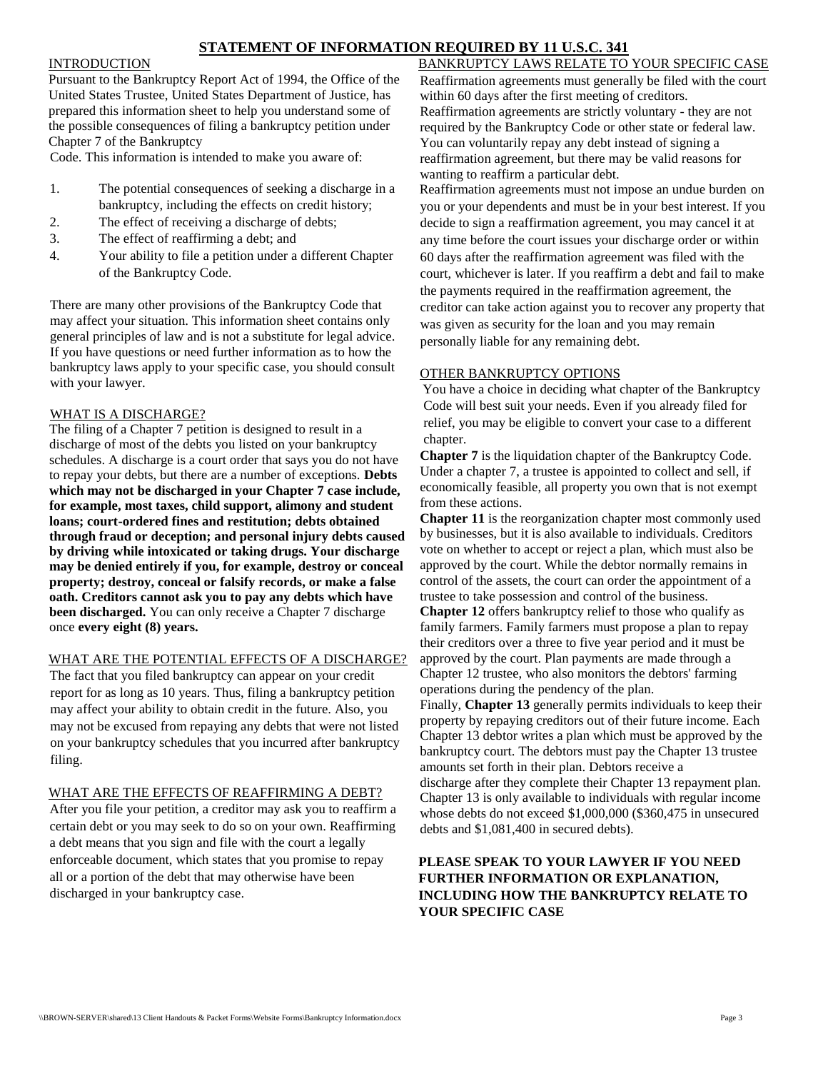# STATEMENT OF INFORMATION REQUIRED BY 11 U.S.C. 341

## INTRODUCTION

Pursuant to the Bankruptcy Report Act of 1994, the Office of the United States Trustee, United States Department of Justice, has prepared this information sheet to help you understand some of the possible consequences of filing a bankruptcy petition under Chapter 7 of the Bankruptcy Code. This information is intended to make you aware of:

1. The potential consequences of seeking a discharge in a bankruptcy, including the effects on credit history;
2. The effect of receiving a discharge of debts;
3. The effect of reaffirming a debt; and
4. Your ability to file a petition under a different Chapter of the Bankruptcy Code.

There are many other provisions of the Bankruptcy Code that may affect your situation. This information sheet contains only general principles of law and is not a substitute for legal advice. If you have questions or need further information as to how the bankruptcy laws apply to your specific case, you should consult with your lawyer.

## WHAT IS A DISCHARGE?

The filing of a Chapter 7 petition is designed to result in a discharge of most of the debts you listed on your bankruptcy schedules. A discharge is a court order that says you do not have to repay your debts, but there are a number of exceptions. **Debts which may not be discharged in your Chapter 7 case include, for example, most taxes, child support, alimony and student loans; court-ordered fines and restitution; debts obtained through fraud or deception; and personal injury debts caused by driving while intoxicated or taking drugs. Your discharge may be denied entirely if you, for example, destroy or conceal property; destroy, conceal or falsify records, or make a false oath. Creditors cannot ask you to pay any debts which have been discharged.** You can only receive a Chapter 7 discharge once **every eight (8) years.**

## WHAT ARE THE POTENTIAL EFFECTS OF A DISCHARGE?

The fact that you filed bankruptcy can appear on your credit report for as long as 10 years. Thus, filing a bankruptcy petition may affect your ability to obtain credit in the future. Also, you may not be excused from repaying any debts that were not listed on your bankruptcy schedules that you incurred after bankruptcy filing.

## WHAT ARE THE EFFECTS OF REAFFIRMING A DEBT?

After you file your petition, a creditor may ask you to reaffirm a certain debt or you may seek to do so on your own. Reaffirming a debt means that you sign and file with the court a legally enforceable document, which states that you promise to repay all or a portion of the debt that may otherwise have been discharged in your bankruptcy case.

## BANKRUPTCY LAWS RELATE TO YOUR SPECIFIC CASE

Reaffirmation agreements must generally be filed with the court within 60 days after the first meeting of creditors. Reaffirmation agreements are strictly voluntary - they are not required by the Bankruptcy Code or other state or federal law. You can voluntarily repay any debt instead of signing a reaffirmation agreement, but there may be valid reasons for wanting to reaffirm a particular debt.

Reaffirmation agreements must not impose an undue burden on you or your dependents and must be in your best interest. If you decide to sign a reaffirmation agreement, you may cancel it at any time before the court issues your discharge order or within 60 days after the reaffirmation agreement was filed with the court, whichever is later. If you reaffirm a debt and fail to make the payments required in the reaffirmation agreement, the creditor can take action against you to recover any property that was given as security for the loan and you may remain personally liable for any remaining debt.

## OTHER BANKRUPTCY OPTIONS

You have a choice in deciding what chapter of the Bankruptcy Code will best suit your needs. Even if you already filed for relief, you may be eligible to convert your case to a different chapter.

**Chapter 7** is the liquidation chapter of the Bankruptcy Code. Under a chapter 7, a trustee is appointed to collect and sell, if economically feasible, all property you own that is not exempt from these actions.

**Chapter 11** is the reorganization chapter most commonly used by businesses, but it is also available to individuals. Creditors vote on whether to accept or reject a plan, which must also be approved by the court. While the debtor normally remains in control of the assets, the court can order the appointment of a trustee to take possession and control of the business.

**Chapter 12** offers bankruptcy relief to those who qualify as family farmers. Family farmers must propose a plan to repay their creditors over a three to five year period and it must be approved by the court. Plan payments are made through a Chapter 12 trustee, who also monitors the debtors' farming operations during the pendency of the plan.

Finally, **Chapter 13** generally permits individuals to keep their property by repaying creditors out of their future income. Each Chapter 13 debtor writes a plan which must be approved by the bankruptcy court. The debtors must pay the Chapter 13 trustee amounts set forth in their plan. Debtors receive a discharge after they complete their Chapter 13 repayment plan. Chapter 13 is only available to individuals with regular income whose debts do not exceed $1,000,000 ($360,475 in unsecured debts and $1,081,400 in secured debts).

**PLEASE SPEAK TO YOUR LAWYER IF YOU NEED FURTHER INFORMATION OR EXPLANATION, INCLUDING HOW THE BANKRUPTCY RELATE TO YOUR SPECIFIC CASE**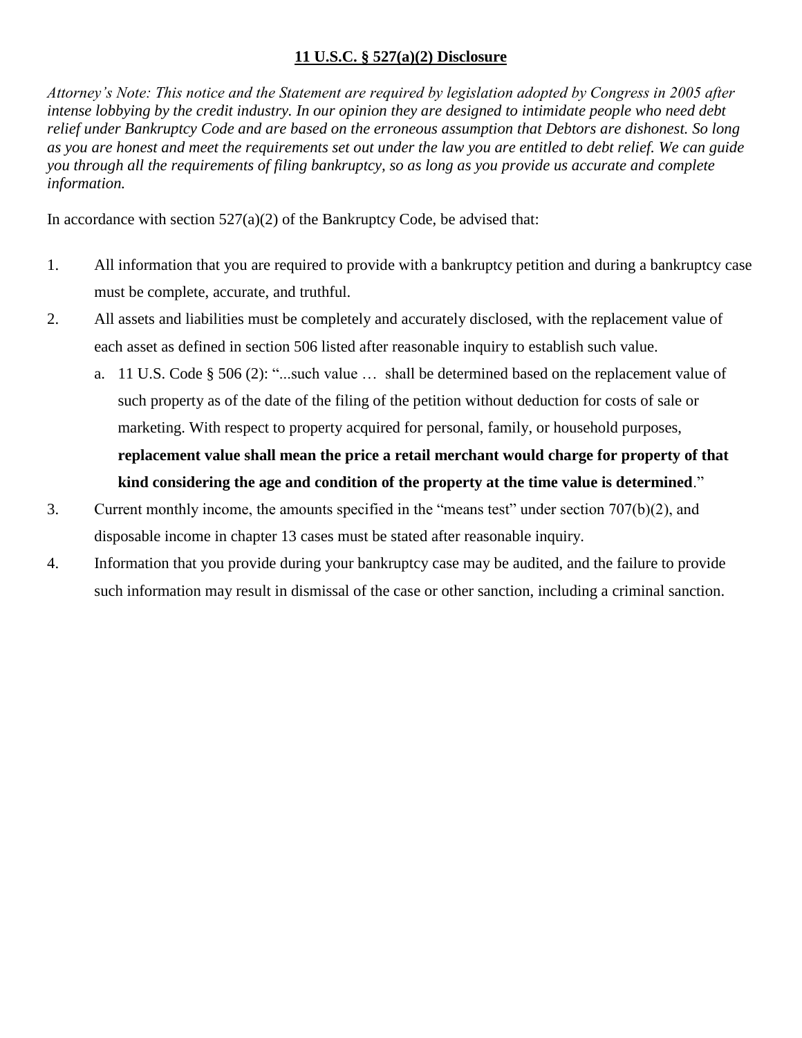## 11 U.S.C. § 527(a)(2) Disclosure

*Attorney's Note: This notice and the Statement are required by legislation adopted by Congress in 2005 after intense lobbying by the credit industry. In our opinion they are designed to intimidate people who need debt relief under Bankruptcy Code and are based on the erroneous assumption that Debtors are dishonest. So long as you are honest and meet the requirements set out under the law you are entitled to debt relief. We can guide you through all the requirements of filing bankruptcy, so as long as you provide us accurate and complete information.*

In accordance with section 527(a)(2) of the Bankruptcy Code, be advised that:

1. All information that you are required to provide with a bankruptcy petition and during a bankruptcy case must be complete, accurate, and truthful.
2. All assets and liabilities must be completely and accurately disclosed, with the replacement value of each asset as defined in section 506 listed after reasonable inquiry to establish such value.
   a. 11 U.S. Code § 506 (2): "...such value … shall be determined based on the replacement value of such property as of the date of the filing of the petition without deduction for costs of sale or marketing. With respect to property acquired for personal, family, or household purposes, **replacement value shall mean the price a retail merchant would charge for property of that kind considering the age and condition of the property at the time value is determined**."
3. Current monthly income, the amounts specified in the "means test" under section 707(b)(2), and disposable income in chapter 13 cases must be stated after reasonable inquiry.
4. Information that you provide during your bankruptcy case may be audited, and the failure to provide such information may result in dismissal of the case or other sanction, including a criminal sanction.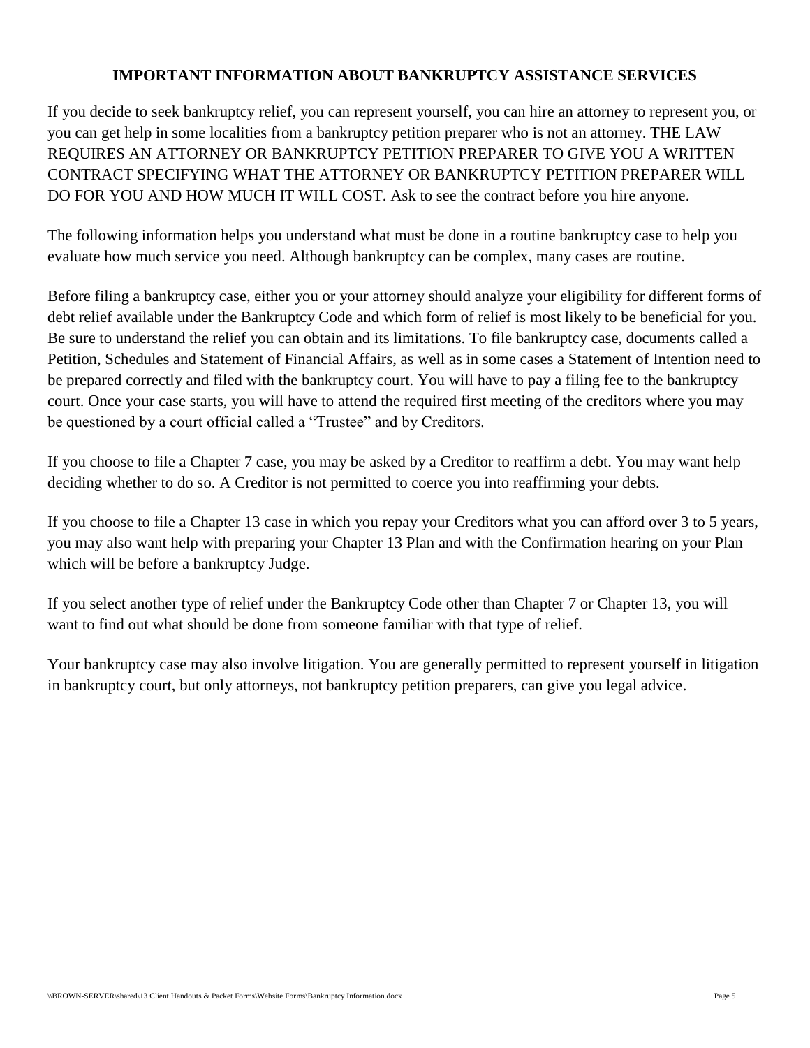# IMPORTANT INFORMATION ABOUT BANKRUPTCY ASSISTANCE SERVICES

If you decide to seek bankruptcy relief, you can represent yourself, you can hire an attorney to represent you, or you can get help in some localities from a bankruptcy petition preparer who is not an attorney. THE LAW REQUIRES AN ATTORNEY OR BANKRUPTCY PETITION PREPARER TO GIVE YOU A WRITTEN CONTRACT SPECIFYING WHAT THE ATTORNEY OR BANKRUPTCY PETITION PREPARER WILL DO FOR YOU AND HOW MUCH IT WILL COST. Ask to see the contract before you hire anyone.

The following information helps you understand what must be done in a routine bankruptcy case to help you evaluate how much service you need. Although bankruptcy can be complex, many cases are routine.

Before filing a bankruptcy case, either you or your attorney should analyze your eligibility for different forms of debt relief available under the Bankruptcy Code and which form of relief is most likely to be beneficial for you. Be sure to understand the relief you can obtain and its limitations. To file bankruptcy case, documents called a Petition, Schedules and Statement of Financial Affairs, as well as in some cases a Statement of Intention need to be prepared correctly and filed with the bankruptcy court. You will have to pay a filing fee to the bankruptcy court. Once your case starts, you will have to attend the required first meeting of the creditors where you may be questioned by a court official called a "Trustee" and by Creditors.

If you choose to file a Chapter 7 case, you may be asked by a Creditor to reaffirm a debt. You may want help deciding whether to do so. A Creditor is not permitted to coerce you into reaffirming your debts.

If you choose to file a Chapter 13 case in which you repay your Creditors what you can afford over 3 to 5 years, you may also want help with preparing your Chapter 13 Plan and with the Confirmation hearing on your Plan which will be before a bankruptcy Judge.

If you select another type of relief under the Bankruptcy Code other than Chapter 7 or Chapter 13, you will want to find out what should be done from someone familiar with that type of relief.

Your bankruptcy case may also involve litigation. You are generally permitted to represent yourself in litigation in bankruptcy court, but only attorneys, not bankruptcy petition preparers, can give you legal advice.